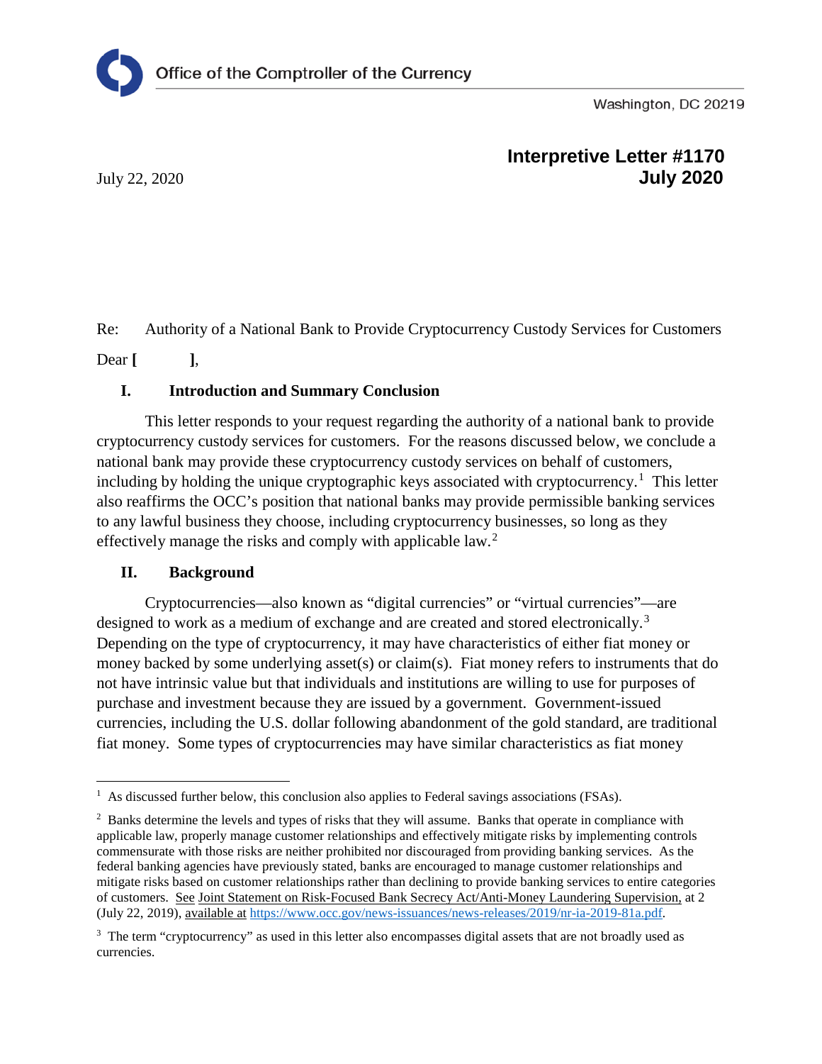Office of the Comptroller of the Currency

Washington, DC 20219

**Interpretive Letter #1170**
**July 2020**

July 22, 2020

Re: Authority of a National Bank to Provide Cryptocurrency Custody Services for Customers

Dear **[ ]**,

## I. Introduction and Summary Conclusion

This letter responds to your request regarding the authority of a national bank to provide cryptocurrency custody services for customers. For the reasons discussed below, we conclude a national bank may provide these cryptocurrency custody services on behalf of customers, including by holding the unique cryptographic keys associated with cryptocurrency.[1] This letter also reaffirms the OCC's position that national banks may provide permissible banking services to any lawful business they choose, including cryptocurrency businesses, so long as they effectively manage the risks and comply with applicable law.[2]

## II. Background

Cryptocurrencies—also known as "digital currencies" or "virtual currencies"—are designed to work as a medium of exchange and are created and stored electronically.[3] Depending on the type of cryptocurrency, it may have characteristics of either fiat money or money backed by some underlying asset(s) or claim(s). Fiat money refers to instruments that do not have intrinsic value but that individuals and institutions are willing to use for purposes of purchase and investment because they are issued by a government. Government-issued currencies, including the U.S. dollar following abandonment of the gold standard, are traditional fiat money. Some types of cryptocurrencies may have similar characteristics as fiat money

---

[1] As discussed further below, this conclusion also applies to Federal savings associations (FSAs).

[2] Banks determine the levels and types of risks that they will assume. Banks that operate in compliance with applicable law, properly manage customer relationships and effectively mitigate risks by implementing controls commensurate with those risks are neither prohibited nor discouraged from providing banking services. As the federal banking agencies have previously stated, banks are encouraged to manage customer relationships and mitigate risks based on customer relationships rather than declining to provide banking services to entire categories of customers. See Joint Statement on Risk-Focused Bank Secrecy Act/Anti-Money Laundering Supervision, at 2 (July 22, 2019), available at https://www.occ.gov/news-issuances/news-releases/2019/nr-ia-2019-81a.pdf.

[3] The term "cryptocurrency" as used in this letter also encompasses digital assets that are not broadly used as currencies.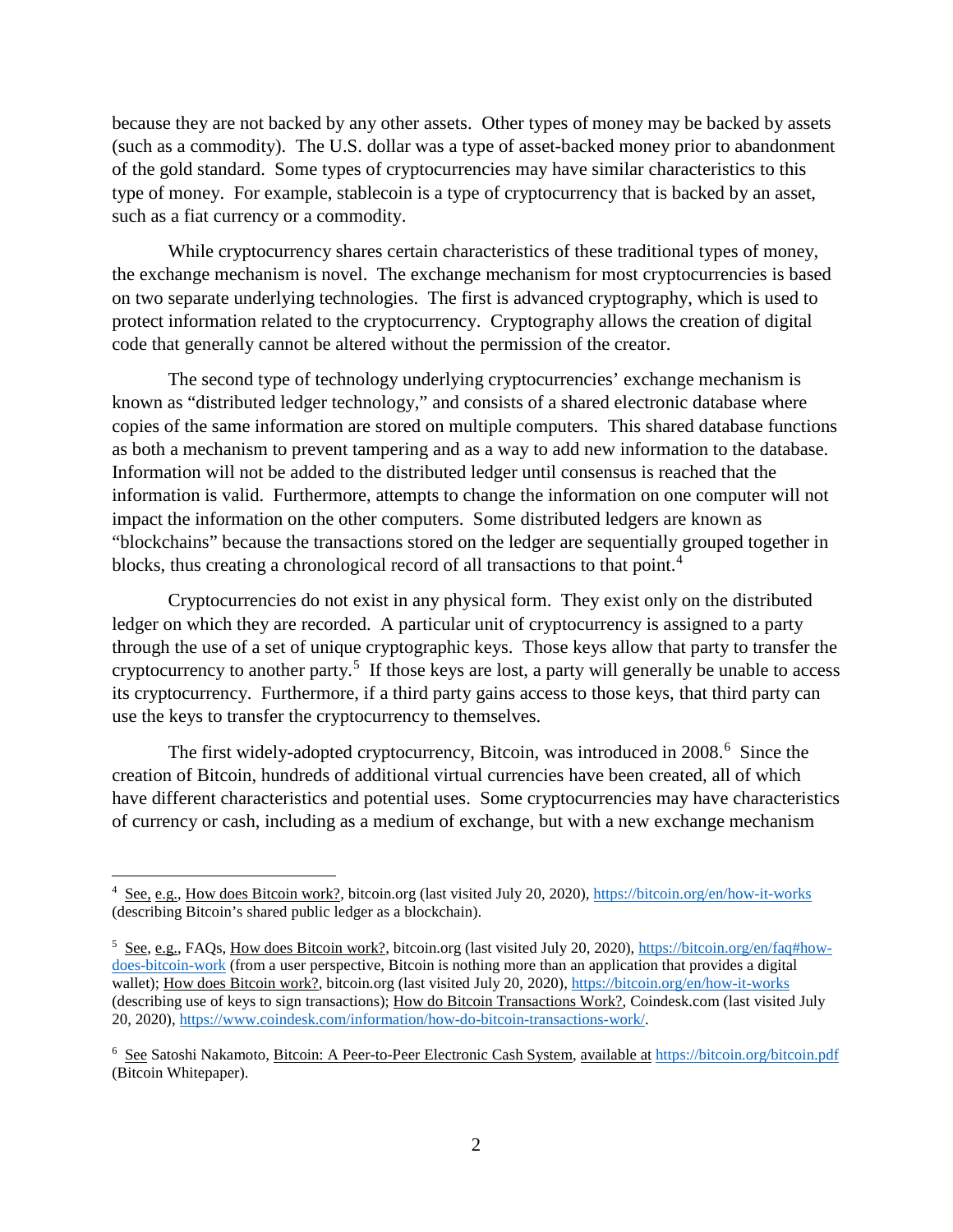because they are not backed by any other assets. Other types of money may be backed by assets (such as a commodity). The U.S. dollar was a type of asset-backed money prior to abandonment of the gold standard. Some types of cryptocurrencies may have similar characteristics to this type of money. For example, stablecoin is a type of cryptocurrency that is backed by an asset, such as a fiat currency or a commodity.

While cryptocurrency shares certain characteristics of these traditional types of money, the exchange mechanism is novel. The exchange mechanism for most cryptocurrencies is based on two separate underlying technologies. The first is advanced cryptography, which is used to protect information related to the cryptocurrency. Cryptography allows the creation of digital code that generally cannot be altered without the permission of the creator.

The second type of technology underlying cryptocurrencies' exchange mechanism is known as "distributed ledger technology," and consists of a shared electronic database where copies of the same information are stored on multiple computers. This shared database functions as both a mechanism to prevent tampering and as a way to add new information to the database. Information will not be added to the distributed ledger until consensus is reached that the information is valid. Furthermore, attempts to change the information on one computer will not impact the information on the other computers. Some distributed ledgers are known as "blockchains" because the transactions stored on the ledger are sequentially grouped together in blocks, thus creating a chronological record of all transactions to that point.[4]

Cryptocurrencies do not exist in any physical form. They exist only on the distributed ledger on which they are recorded. A particular unit of cryptocurrency is assigned to a party through the use of a set of unique cryptographic keys. Those keys allow that party to transfer the cryptocurrency to another party.[5] If those keys are lost, a party will generally be unable to access its cryptocurrency. Furthermore, if a third party gains access to those keys, that third party can use the keys to transfer the cryptocurrency to themselves.

The first widely-adopted cryptocurrency, Bitcoin, was introduced in 2008.[6] Since the creation of Bitcoin, hundreds of additional virtual currencies have been created, all of which have different characteristics and potential uses. Some cryptocurrencies may have characteristics of currency or cash, including as a medium of exchange, but with a new exchange mechanism

---

[4] See, e.g., How does Bitcoin work?, bitcoin.org (last visited July 20, 2020), https://bitcoin.org/en/how-it-works (describing Bitcoin's shared public ledger as a blockchain).

[5] See, e.g., FAQs, How does Bitcoin work?, bitcoin.org (last visited July 20, 2020), https://bitcoin.org/en/faq#how-does-bitcoin-work (from a user perspective, Bitcoin is nothing more than an application that provides a digital wallet); How does Bitcoin work?, bitcoin.org (last visited July 20, 2020), https://bitcoin.org/en/how-it-works (describing use of keys to sign transactions); How do Bitcoin Transactions Work?, Coindesk.com (last visited July 20, 2020), https://www.coindesk.com/information/how-do-bitcoin-transactions-work/.

[6] See Satoshi Nakamoto, Bitcoin: A Peer-to-Peer Electronic Cash System, available at https://bitcoin.org/bitcoin.pdf (Bitcoin Whitepaper).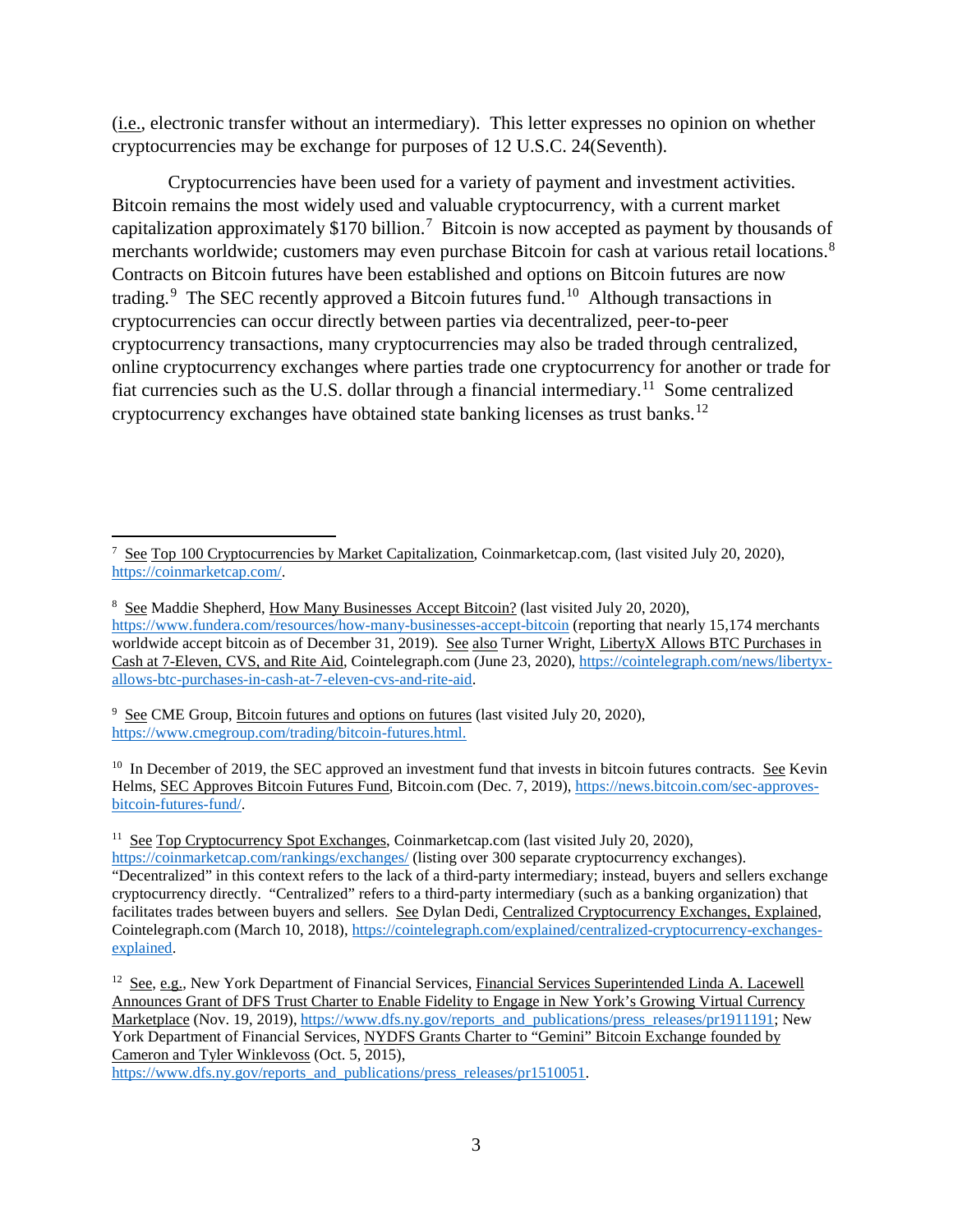(i.e., electronic transfer without an intermediary). This letter expresses no opinion on whether cryptocurrencies may be exchange for purposes of 12 U.S.C. 24(Seventh).

Cryptocurrencies have been used for a variety of payment and investment activities. Bitcoin remains the most widely used and valuable cryptocurrency, with a current market capitalization approximately $170 billion.[7] Bitcoin is now accepted as payment by thousands of merchants worldwide; customers may even purchase Bitcoin for cash at various retail locations.[8] Contracts on Bitcoin futures have been established and options on Bitcoin futures are now trading.[9] The SEC recently approved a Bitcoin futures fund.[10] Although transactions in cryptocurrencies can occur directly between parties via decentralized, peer-to-peer cryptocurrency transactions, many cryptocurrencies may also be traded through centralized, online cryptocurrency exchanges where parties trade one cryptocurrency for another or trade for fiat currencies such as the U.S. dollar through a financial intermediary.[11] Some centralized cryptocurrency exchanges have obtained state banking licenses as trust banks.[12]

---

[7] See Top 100 Cryptocurrencies by Market Capitalization, Coinmarketcap.com, (last visited July 20, 2020), https://coinmarketcap.com/.

[8] See Maddie Shepherd, How Many Businesses Accept Bitcoin? (last visited July 20, 2020), https://www.fundera.com/resources/how-many-businesses-accept-bitcoin (reporting that nearly 15,174 merchants worldwide accept bitcoin as of December 31, 2019). See also Turner Wright, LibertyX Allows BTC Purchases in Cash at 7-Eleven, CVS, and Rite Aid, Cointelegraph.com (June 23, 2020), https://cointelegraph.com/news/libertyx-allows-btc-purchases-in-cash-at-7-eleven-cvs-and-rite-aid.

[9] See CME Group, Bitcoin futures and options on futures (last visited July 20, 2020), https://www.cmegroup.com/trading/bitcoin-futures.html.

[10] In December of 2019, the SEC approved an investment fund that invests in bitcoin futures contracts. See Kevin Helms, SEC Approves Bitcoin Futures Fund, Bitcoin.com (Dec. 7, 2019), https://news.bitcoin.com/sec-approves-bitcoin-futures-fund/.

[11] See Top Cryptocurrency Spot Exchanges, Coinmarketcap.com (last visited July 20, 2020), https://coinmarketcap.com/rankings/exchanges/ (listing over 300 separate cryptocurrency exchanges). "Decentralized" in this context refers to the lack of a third-party intermediary; instead, buyers and sellers exchange cryptocurrency directly. "Centralized" refers to a third-party intermediary (such as a banking organization) that facilitates trades between buyers and sellers. See Dylan Dedi, Centralized Cryptocurrency Exchanges, Explained, Cointelegraph.com (March 10, 2018), https://cointelegraph.com/explained/centralized-cryptocurrency-exchanges-explained.

[12] See, e.g., New York Department of Financial Services, Financial Services Superintended Linda A. Lacewell Announces Grant of DFS Trust Charter to Enable Fidelity to Engage in New York's Growing Virtual Currency Marketplace (Nov. 19, 2019), https://www.dfs.ny.gov/reports_and_publications/press_releases/pr1911191; New York Department of Financial Services, NYDFS Grants Charter to "Gemini" Bitcoin Exchange founded by Cameron and Tyler Winklevoss (Oct. 5, 2015), https://www.dfs.ny.gov/reports_and_publications/press_releases/pr1510051.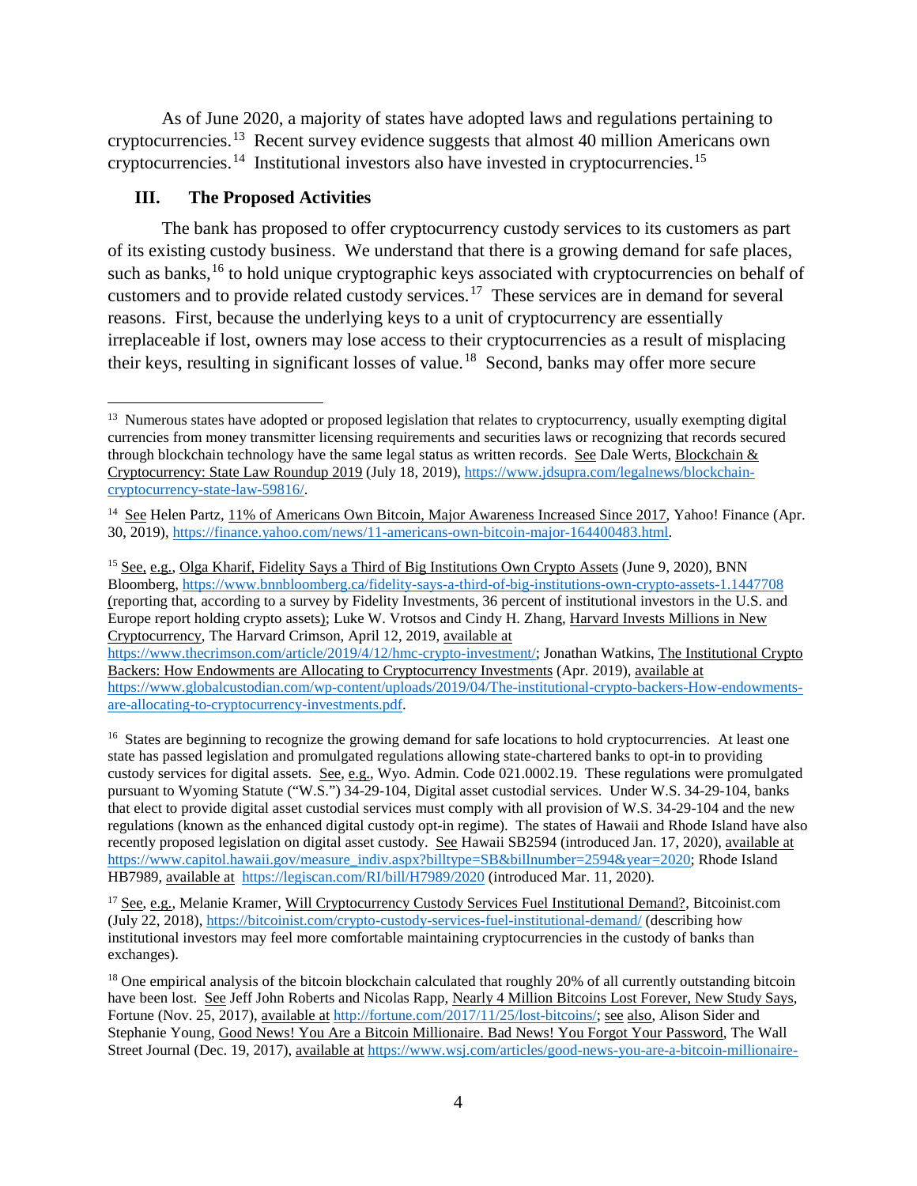As of June 2020, a majority of states have adopted laws and regulations pertaining to cryptocurrencies.[13] Recent survey evidence suggests that almost 40 million Americans own cryptocurrencies.[14] Institutional investors also have invested in cryptocurrencies.[15]

### III. The Proposed Activities

The bank has proposed to offer cryptocurrency custody services to its customers as part of its existing custody business. We understand that there is a growing demand for safe places, such as banks,[16] to hold unique cryptographic keys associated with cryptocurrencies on behalf of customers and to provide related custody services.[17] These services are in demand for several reasons. First, because the underlying keys to a unit of cryptocurrency are essentially irreplaceable if lost, owners may lose access to their cryptocurrencies as a result of misplacing their keys, resulting in significant losses of value.[18] Second, banks may offer more secure

---

[13] Numerous states have adopted or proposed legislation that relates to cryptocurrency, usually exempting digital currencies from money transmitter licensing requirements and securities laws or recognizing that records secured through blockchain technology have the same legal status as written records. See Dale Werts, Blockchain & Cryptocurrency: State Law Roundup 2019 (July 18, 2019), https://www.jdsupra.com/legalnews/blockchain-cryptocurrency-state-law-59816/.

[14] See Helen Partz, 11% of Americans Own Bitcoin, Major Awareness Increased Since 2017, Yahoo! Finance (Apr. 30, 2019), https://finance.yahoo.com/news/11-americans-own-bitcoin-major-164400483.html.

[15] See, e.g., Olga Kharif, Fidelity Says a Third of Big Institutions Own Crypto Assets (June 9, 2020), BNN Bloomberg, https://www.bnnbloomberg.ca/fidelity-says-a-third-of-big-institutions-own-crypto-assets-1.1447708 (reporting that, according to a survey by Fidelity Investments, 36 percent of institutional investors in the U.S. and Europe report holding crypto assets); Luke W. Vrotsos and Cindy H. Zhang, Harvard Invests Millions in New Cryptocurrency, The Harvard Crimson, April 12, 2019, available at https://www.thecrimson.com/article/2019/4/12/hmc-crypto-investment/; Jonathan Watkins, The Institutional Crypto Backers: How Endowments are Allocating to Cryptocurrency Investments (Apr. 2019), available at https://www.globalcustodian.com/wp-content/uploads/2019/04/The-institutional-crypto-backers-How-endowments-are-allocating-to-cryptocurrency-investments.pdf.

[16] States are beginning to recognize the growing demand for safe locations to hold cryptocurrencies. At least one state has passed legislation and promulgated regulations allowing state-chartered banks to opt-in to providing custody services for digital assets. See, e.g., Wyo. Admin. Code 021.0002.19. These regulations were promulgated pursuant to Wyoming Statute ("W.S.") 34-29-104, Digital asset custodial services. Under W.S. 34-29-104, banks that elect to provide digital asset custodial services must comply with all provision of W.S. 34-29-104 and the new regulations (known as the enhanced digital custody opt-in regime). The states of Hawaii and Rhode Island have also recently proposed legislation on digital asset custody. See Hawaii SB2594 (introduced Jan. 17, 2020), available at https://www.capitol.hawaii.gov/measure_indiv.aspx?billtype=SB&billnumber=2594&year=2020; Rhode Island HB7989, available at https://legiscan.com/RI/bill/H7989/2020 (introduced Mar. 11, 2020).

[17] See, e.g., Melanie Kramer, Will Cryptocurrency Custody Services Fuel Institutional Demand?, Bitcoinist.com (July 22, 2018), https://bitcoinist.com/crypto-custody-services-fuel-institutional-demand/ (describing how institutional investors may feel more comfortable maintaining cryptocurrencies in the custody of banks than exchanges).

[18] One empirical analysis of the bitcoin blockchain calculated that roughly 20% of all currently outstanding bitcoin have been lost. See Jeff John Roberts and Nicolas Rapp, Nearly 4 Million Bitcoins Lost Forever, New Study Says, Fortune (Nov. 25, 2017), available at http://fortune.com/2017/11/25/lost-bitcoins/; see also, Alison Sider and Stephanie Young, Good News! You Are a Bitcoin Millionaire. Bad News! You Forgot Your Password, The Wall Street Journal (Dec. 19, 2017), available at https://www.wsj.com/articles/good-news-you-are-a-bitcoin-millionaire-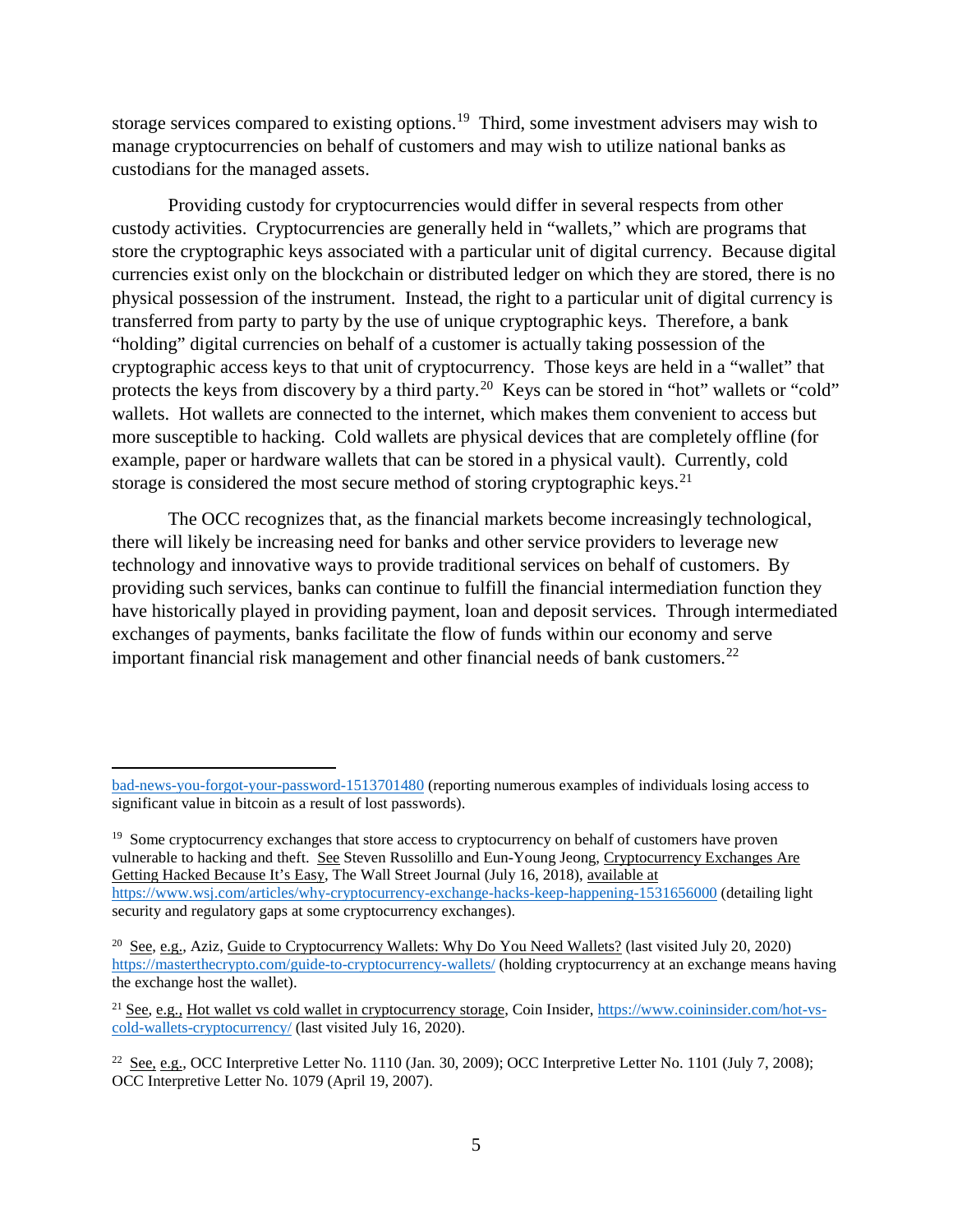storage services compared to existing options.[19] Third, some investment advisers may wish to manage cryptocurrencies on behalf of customers and may wish to utilize national banks as custodians for the managed assets.

Providing custody for cryptocurrencies would differ in several respects from other custody activities. Cryptocurrencies are generally held in "wallets," which are programs that store the cryptographic keys associated with a particular unit of digital currency. Because digital currencies exist only on the blockchain or distributed ledger on which they are stored, there is no physical possession of the instrument. Instead, the right to a particular unit of digital currency is transferred from party to party by the use of unique cryptographic keys. Therefore, a bank "holding" digital currencies on behalf of a customer is actually taking possession of the cryptographic access keys to that unit of cryptocurrency. Those keys are held in a "wallet" that protects the keys from discovery by a third party.[20] Keys can be stored in "hot" wallets or "cold" wallets. Hot wallets are connected to the internet, which makes them convenient to access but more susceptible to hacking. Cold wallets are physical devices that are completely offline (for example, paper or hardware wallets that can be stored in a physical vault). Currently, cold storage is considered the most secure method of storing cryptographic keys.[21]

The OCC recognizes that, as the financial markets become increasingly technological, there will likely be increasing need for banks and other service providers to leverage new technology and innovative ways to provide traditional services on behalf of customers. By providing such services, banks can continue to fulfill the financial intermediation function they have historically played in providing payment, loan and deposit services. Through intermediated exchanges of payments, banks facilitate the flow of funds within our economy and serve important financial risk management and other financial needs of bank customers.[22]

---

bad-news-you-forgot-your-password-1513701480 (reporting numerous examples of individuals losing access to significant value in bitcoin as a result of lost passwords).

[19] Some cryptocurrency exchanges that store access to cryptocurrency on behalf of customers have proven vulnerable to hacking and theft. See Steven Russolillo and Eun-Young Jeong, Cryptocurrency Exchanges Are Getting Hacked Because It's Easy, The Wall Street Journal (July 16, 2018), available at https://www.wsj.com/articles/why-cryptocurrency-exchange-hacks-keep-happening-1531656000 (detailing light security and regulatory gaps at some cryptocurrency exchanges).

[20] See, e.g., Aziz, Guide to Cryptocurrency Wallets: Why Do You Need Wallets? (last visited July 20, 2020) https://masterthecrypto.com/guide-to-cryptocurrency-wallets/ (holding cryptocurrency at an exchange means having the exchange host the wallet).

[21] See, e.g., Hot wallet vs cold wallet in cryptocurrency storage, Coin Insider, https://www.coininsider.com/hot-vs-cold-wallets-cryptocurrency/ (last visited July 16, 2020).

[22] See, e.g., OCC Interpretive Letter No. 1110 (Jan. 30, 2009); OCC Interpretive Letter No. 1101 (July 7, 2008); OCC Interpretive Letter No. 1079 (April 19, 2007).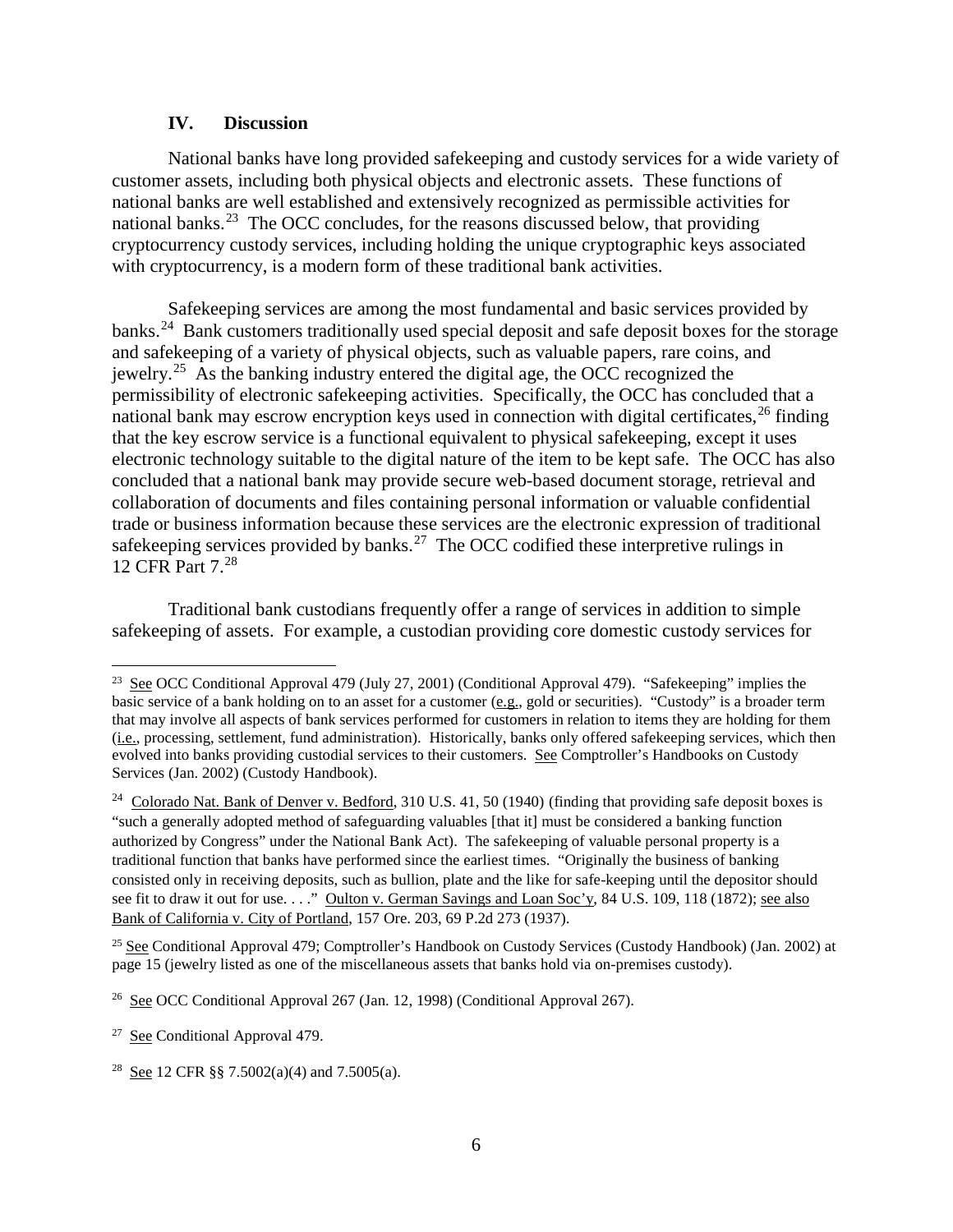## IV. Discussion

National banks have long provided safekeeping and custody services for a wide variety of customer assets, including both physical objects and electronic assets. These functions of national banks are well established and extensively recognized as permissible activities for national banks.[23] The OCC concludes, for the reasons discussed below, that providing cryptocurrency custody services, including holding the unique cryptographic keys associated with cryptocurrency, is a modern form of these traditional bank activities.

Safekeeping services are among the most fundamental and basic services provided by banks.[24] Bank customers traditionally used special deposit and safe deposit boxes for the storage and safekeeping of a variety of physical objects, such as valuable papers, rare coins, and jewelry.[25] As the banking industry entered the digital age, the OCC recognized the permissibility of electronic safekeeping activities. Specifically, the OCC has concluded that a national bank may escrow encryption keys used in connection with digital certificates,[26] finding that the key escrow service is a functional equivalent to physical safekeeping, except it uses electronic technology suitable to the digital nature of the item to be kept safe. The OCC has also concluded that a national bank may provide secure web-based document storage, retrieval and collaboration of documents and files containing personal information or valuable confidential trade or business information because these services are the electronic expression of traditional safekeeping services provided by banks.[27] The OCC codified these interpretive rulings in 12 CFR Part 7.[28]

Traditional bank custodians frequently offer a range of services in addition to simple safekeeping of assets. For example, a custodian providing core domestic custody services for

---

[23] See OCC Conditional Approval 479 (July 27, 2001) (Conditional Approval 479). "Safekeeping" implies the basic service of a bank holding on to an asset for a customer (e.g., gold or securities). "Custody" is a broader term that may involve all aspects of bank services performed for customers in relation to items they are holding for them (i.e., processing, settlement, fund administration). Historically, banks only offered safekeeping services, which then evolved into banks providing custodial services to their customers. See Comptroller's Handbooks on Custody Services (Jan. 2002) (Custody Handbook).

[24] Colorado Nat. Bank of Denver v. Bedford, 310 U.S. 41, 50 (1940) (finding that providing safe deposit boxes is "such a generally adopted method of safeguarding valuables [that it] must be considered a banking function authorized by Congress" under the National Bank Act). The safekeeping of valuable personal property is a traditional function that banks have performed since the earliest times. "Originally the business of banking consisted only in receiving deposits, such as bullion, plate and the like for safe-keeping until the depositor should see fit to draw it out for use. . . ." Oulton v. German Savings and Loan Soc'y, 84 U.S. 109, 118 (1872); see also Bank of California v. City of Portland, 157 Ore. 203, 69 P.2d 273 (1937).

[25] See Conditional Approval 479; Comptroller's Handbook on Custody Services (Custody Handbook) (Jan. 2002) at page 15 (jewelry listed as one of the miscellaneous assets that banks hold via on-premises custody).

[26] See OCC Conditional Approval 267 (Jan. 12, 1998) (Conditional Approval 267).

[27] See Conditional Approval 479.

[28] See 12 CFR §§ 7.5002(a)(4) and 7.5005(a).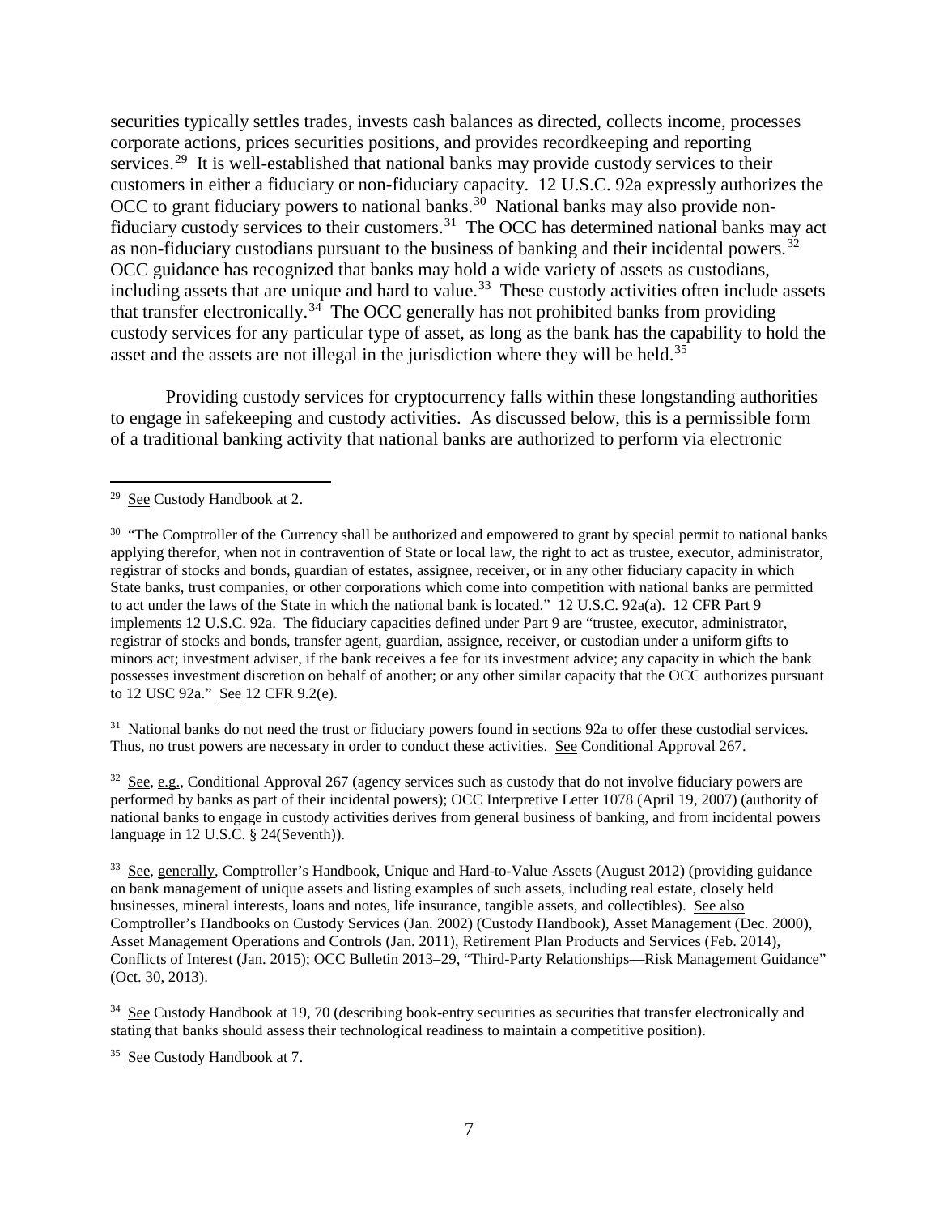securities typically settles trades, invests cash balances as directed, collects income, processes corporate actions, prices securities positions, and provides recordkeeping and reporting services.[29] It is well-established that national banks may provide custody services to their customers in either a fiduciary or non-fiduciary capacity. 12 U.S.C. 92a expressly authorizes the OCC to grant fiduciary powers to national banks.[30] National banks may also provide non-fiduciary custody services to their customers.[31] The OCC has determined national banks may act as non-fiduciary custodians pursuant to the business of banking and their incidental powers.[32] OCC guidance has recognized that banks may hold a wide variety of assets as custodians, including assets that are unique and hard to value.[33] These custody activities often include assets that transfer electronically.[34] The OCC generally has not prohibited banks from providing custody services for any particular type of asset, as long as the bank has the capability to hold the asset and the assets are not illegal in the jurisdiction where they will be held.[35]

Providing custody services for cryptocurrency falls within these longstanding authorities to engage in safekeeping and custody activities. As discussed below, this is a permissible form of a traditional banking activity that national banks are authorized to perform via electronic

---

[29] See Custody Handbook at 2.

[30] "The Comptroller of the Currency shall be authorized and empowered to grant by special permit to national banks applying therefor, when not in contravention of State or local law, the right to act as trustee, executor, administrator, registrar of stocks and bonds, guardian of estates, assignee, receiver, or in any other fiduciary capacity in which State banks, trust companies, or other corporations which come into competition with national banks are permitted to act under the laws of the State in which the national bank is located." 12 U.S.C. 92a(a). 12 CFR Part 9 implements 12 U.S.C. 92a. The fiduciary capacities defined under Part 9 are "trustee, executor, administrator, registrar of stocks and bonds, transfer agent, guardian, assignee, receiver, or custodian under a uniform gifts to minors act; investment adviser, if the bank receives a fee for its investment advice; any capacity in which the bank possesses investment discretion on behalf of another; or any other similar capacity that the OCC authorizes pursuant to 12 USC 92a." See 12 CFR 9.2(e).

[31] National banks do not need the trust or fiduciary powers found in sections 92a to offer these custodial services. Thus, no trust powers are necessary in order to conduct these activities. See Conditional Approval 267.

[32] See, e.g., Conditional Approval 267 (agency services such as custody that do not involve fiduciary powers are performed by banks as part of their incidental powers); OCC Interpretive Letter 1078 (April 19, 2007) (authority of national banks to engage in custody activities derives from general business of banking, and from incidental powers language in 12 U.S.C. § 24(Seventh)).

[33] See, generally, Comptroller's Handbook, Unique and Hard-to-Value Assets (August 2012) (providing guidance on bank management of unique assets and listing examples of such assets, including real estate, closely held businesses, mineral interests, loans and notes, life insurance, tangible assets, and collectibles). See also Comptroller's Handbooks on Custody Services (Jan. 2002) (Custody Handbook), Asset Management (Dec. 2000), Asset Management Operations and Controls (Jan. 2011), Retirement Plan Products and Services (Feb. 2014), Conflicts of Interest (Jan. 2015); OCC Bulletin 2013–29, "Third-Party Relationships—Risk Management Guidance" (Oct. 30, 2013).

[34] See Custody Handbook at 19, 70 (describing book-entry securities as securities that transfer electronically and stating that banks should assess their technological readiness to maintain a competitive position).

[35] See Custody Handbook at 7.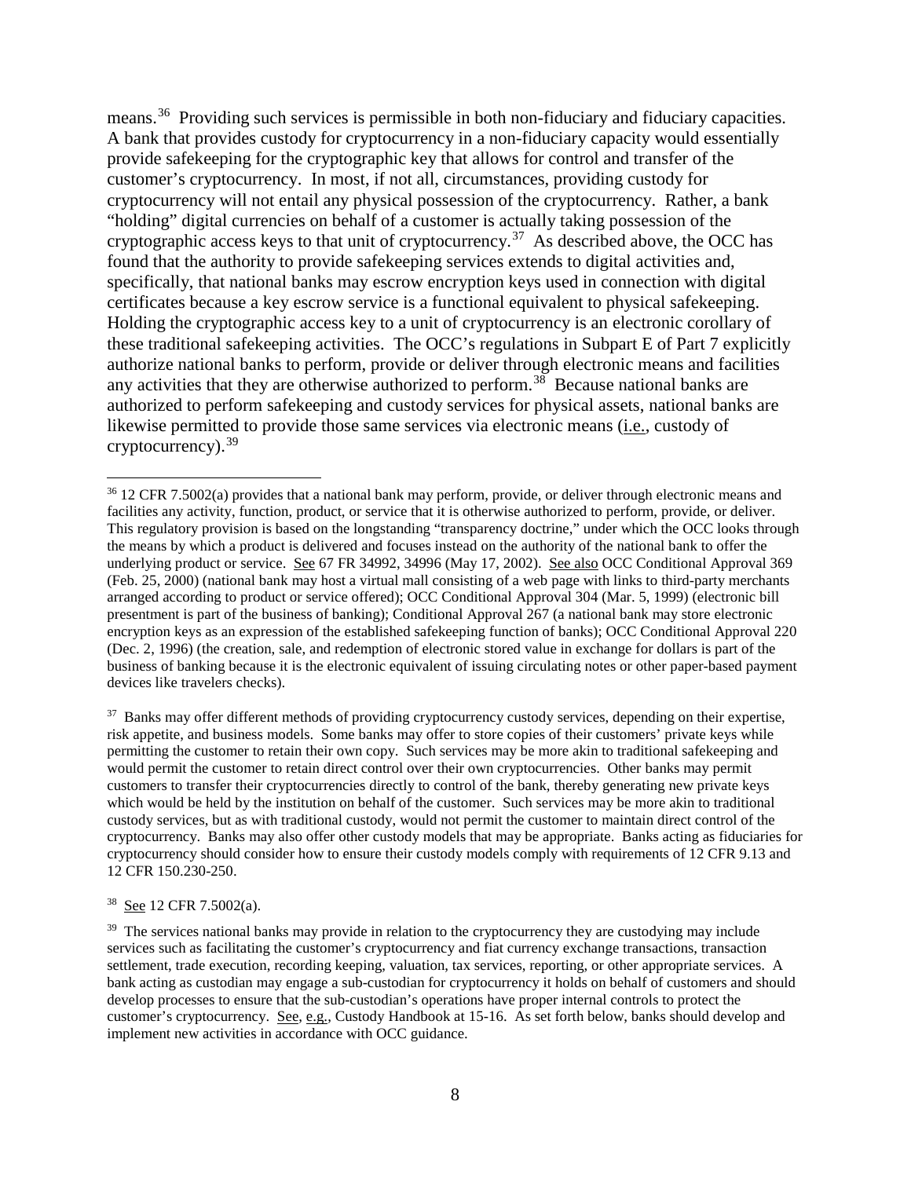means.[36] Providing such services is permissible in both non-fiduciary and fiduciary capacities. A bank that provides custody for cryptocurrency in a non-fiduciary capacity would essentially provide safekeeping for the cryptographic key that allows for control and transfer of the customer's cryptocurrency. In most, if not all, circumstances, providing custody for cryptocurrency will not entail any physical possession of the cryptocurrency. Rather, a bank "holding" digital currencies on behalf of a customer is actually taking possession of the cryptographic access keys to that unit of cryptocurrency.[37] As described above, the OCC has found that the authority to provide safekeeping services extends to digital activities and, specifically, that national banks may escrow encryption keys used in connection with digital certificates because a key escrow service is a functional equivalent to physical safekeeping. Holding the cryptographic access key to a unit of cryptocurrency is an electronic corollary of these traditional safekeeping activities. The OCC's regulations in Subpart E of Part 7 explicitly authorize national banks to perform, provide or deliver through electronic means and facilities any activities that they are otherwise authorized to perform.[38] Because national banks are authorized to perform safekeeping and custody services for physical assets, national banks are likewise permitted to provide those same services via electronic means (i.e., custody of cryptocurrency).[39]

---

[36] 12 CFR 7.5002(a) provides that a national bank may perform, provide, or deliver through electronic means and facilities any activity, function, product, or service that it is otherwise authorized to perform, provide, or deliver. This regulatory provision is based on the longstanding "transparency doctrine," under which the OCC looks through the means by which a product is delivered and focuses instead on the authority of the national bank to offer the underlying product or service. See 67 FR 34992, 34996 (May 17, 2002). See also OCC Conditional Approval 369 (Feb. 25, 2000) (national bank may host a virtual mall consisting of a web page with links to third-party merchants arranged according to product or service offered); OCC Conditional Approval 304 (Mar. 5, 1999) (electronic bill presentment is part of the business of banking); Conditional Approval 267 (a national bank may store electronic encryption keys as an expression of the established safekeeping function of banks); OCC Conditional Approval 220 (Dec. 2, 1996) (the creation, sale, and redemption of electronic stored value in exchange for dollars is part of the business of banking because it is the electronic equivalent of issuing circulating notes or other paper-based payment devices like travelers checks).

[37] Banks may offer different methods of providing cryptocurrency custody services, depending on their expertise, risk appetite, and business models. Some banks may offer to store copies of their customers' private keys while permitting the customer to retain their own copy. Such services may be more akin to traditional safekeeping and would permit the customer to retain direct control over their own cryptocurrencies. Other banks may permit customers to transfer their cryptocurrencies directly to control of the bank, thereby generating new private keys which would be held by the institution on behalf of the customer. Such services may be more akin to traditional custody services, but as with traditional custody, would not permit the customer to maintain direct control of the cryptocurrency. Banks may also offer other custody models that may be appropriate. Banks acting as fiduciaries for cryptocurrency should consider how to ensure their custody models comply with requirements of 12 CFR 9.13 and 12 CFR 150.230-250.

[38] See 12 CFR 7.5002(a).

[39] The services national banks may provide in relation to the cryptocurrency they are custodying may include services such as facilitating the customer's cryptocurrency and fiat currency exchange transactions, transaction settlement, trade execution, recording keeping, valuation, tax services, reporting, or other appropriate services. A bank acting as custodian may engage a sub-custodian for cryptocurrency it holds on behalf of customers and should develop processes to ensure that the sub-custodian's operations have proper internal controls to protect the customer's cryptocurrency. See, e.g., Custody Handbook at 15-16. As set forth below, banks should develop and implement new activities in accordance with OCC guidance.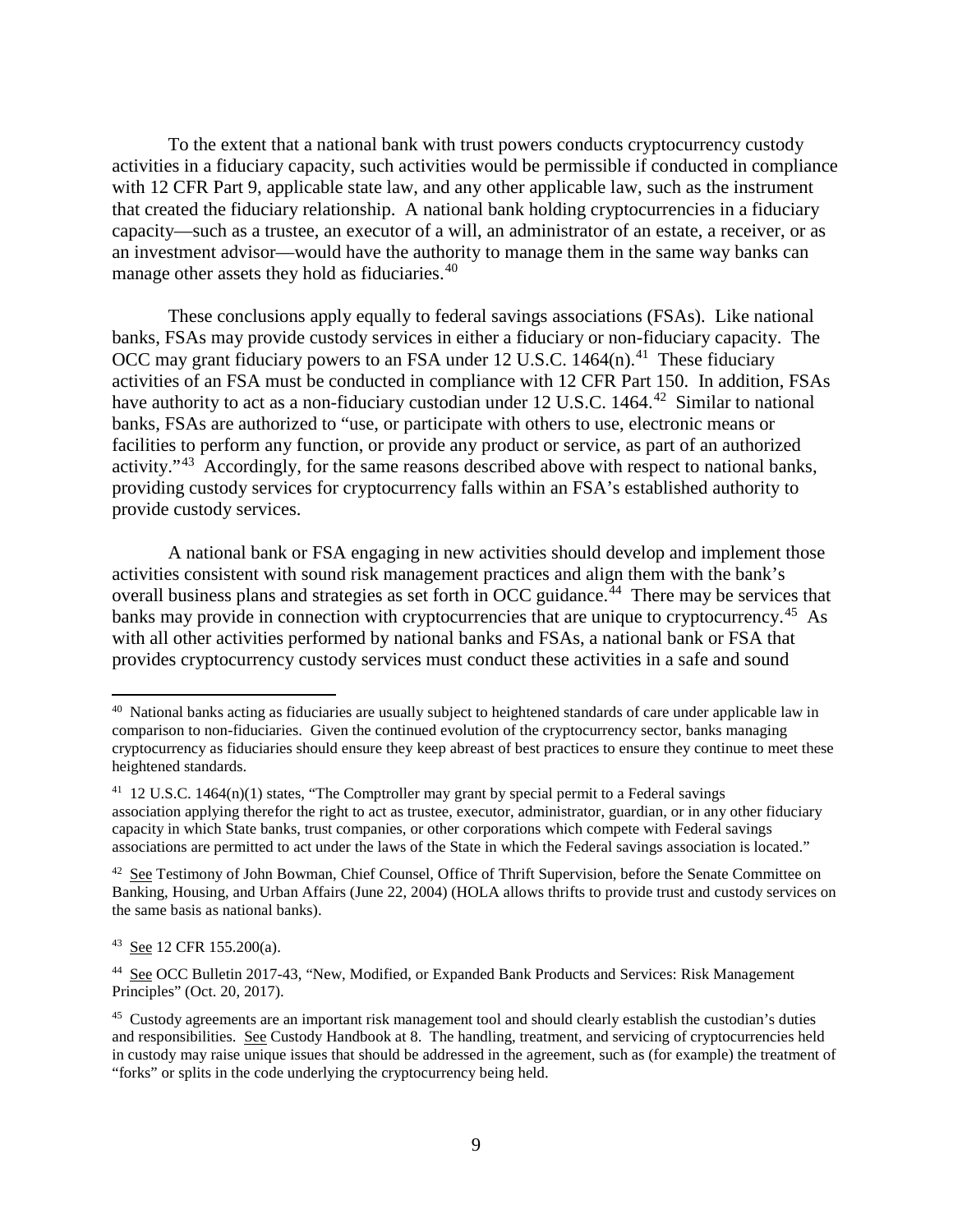To the extent that a national bank with trust powers conducts cryptocurrency custody activities in a fiduciary capacity, such activities would be permissible if conducted in compliance with 12 CFR Part 9, applicable state law, and any other applicable law, such as the instrument that created the fiduciary relationship. A national bank holding cryptocurrencies in a fiduciary capacity—such as a trustee, an executor of a will, an administrator of an estate, a receiver, or as an investment advisor—would have the authority to manage them in the same way banks can manage other assets they hold as fiduciaries.[40]

These conclusions apply equally to federal savings associations (FSAs). Like national banks, FSAs may provide custody services in either a fiduciary or non-fiduciary capacity. The OCC may grant fiduciary powers to an FSA under 12 U.S.C. 1464(n).[41] These fiduciary activities of an FSA must be conducted in compliance with 12 CFR Part 150. In addition, FSAs have authority to act as a non-fiduciary custodian under 12 U.S.C. 1464.[42] Similar to national banks, FSAs are authorized to "use, or participate with others to use, electronic means or facilities to perform any function, or provide any product or service, as part of an authorized activity."[43] Accordingly, for the same reasons described above with respect to national banks, providing custody services for cryptocurrency falls within an FSA's established authority to provide custody services.

A national bank or FSA engaging in new activities should develop and implement those activities consistent with sound risk management practices and align them with the bank's overall business plans and strategies as set forth in OCC guidance.[44] There may be services that banks may provide in connection with cryptocurrencies that are unique to cryptocurrency.[45] As with all other activities performed by national banks and FSAs, a national bank or FSA that provides cryptocurrency custody services must conduct these activities in a safe and sound

---

[40] National banks acting as fiduciaries are usually subject to heightened standards of care under applicable law in comparison to non-fiduciaries. Given the continued evolution of the cryptocurrency sector, banks managing cryptocurrency as fiduciaries should ensure they keep abreast of best practices to ensure they continue to meet these heightened standards.

[41] 12 U.S.C. 1464(n)(1) states, "The Comptroller may grant by special permit to a Federal savings association applying therefor the right to act as trustee, executor, administrator, guardian, or in any other fiduciary capacity in which State banks, trust companies, or other corporations which compete with Federal savings associations are permitted to act under the laws of the State in which the Federal savings association is located."

[42] See Testimony of John Bowman, Chief Counsel, Office of Thrift Supervision, before the Senate Committee on Banking, Housing, and Urban Affairs (June 22, 2004) (HOLA allows thrifts to provide trust and custody services on the same basis as national banks).

[43] See 12 CFR 155.200(a).

[44] See OCC Bulletin 2017-43, "New, Modified, or Expanded Bank Products and Services: Risk Management Principles" (Oct. 20, 2017).

[45] Custody agreements are an important risk management tool and should clearly establish the custodian's duties and responsibilities. See Custody Handbook at 8. The handling, treatment, and servicing of cryptocurrencies held in custody may raise unique issues that should be addressed in the agreement, such as (for example) the treatment of "forks" or splits in the code underlying the cryptocurrency being held.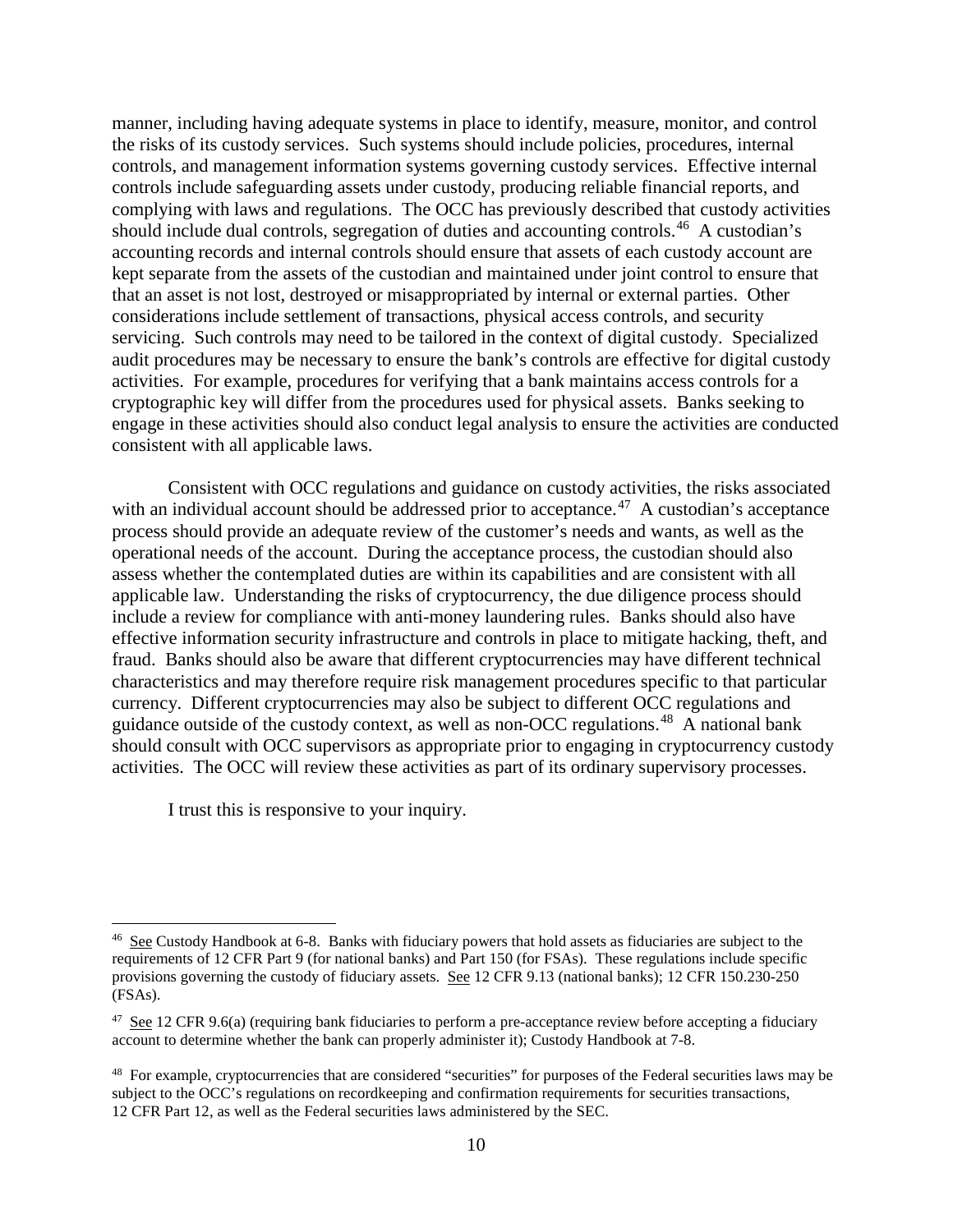manner, including having adequate systems in place to identify, measure, monitor, and control the risks of its custody services. Such systems should include policies, procedures, internal controls, and management information systems governing custody services. Effective internal controls include safeguarding assets under custody, producing reliable financial reports, and complying with laws and regulations. The OCC has previously described that custody activities should include dual controls, segregation of duties and accounting controls.[46] A custodian's accounting records and internal controls should ensure that assets of each custody account are kept separate from the assets of the custodian and maintained under joint control to ensure that that an asset is not lost, destroyed or misappropriated by internal or external parties. Other considerations include settlement of transactions, physical access controls, and security servicing. Such controls may need to be tailored in the context of digital custody. Specialized audit procedures may be necessary to ensure the bank's controls are effective for digital custody activities. For example, procedures for verifying that a bank maintains access controls for a cryptographic key will differ from the procedures used for physical assets. Banks seeking to engage in these activities should also conduct legal analysis to ensure the activities are conducted consistent with all applicable laws.

Consistent with OCC regulations and guidance on custody activities, the risks associated with an individual account should be addressed prior to acceptance.[47] A custodian's acceptance process should provide an adequate review of the customer's needs and wants, as well as the operational needs of the account. During the acceptance process, the custodian should also assess whether the contemplated duties are within its capabilities and are consistent with all applicable law. Understanding the risks of cryptocurrency, the due diligence process should include a review for compliance with anti-money laundering rules. Banks should also have effective information security infrastructure and controls in place to mitigate hacking, theft, and fraud. Banks should also be aware that different cryptocurrencies may have different technical characteristics and may therefore require risk management procedures specific to that particular currency. Different cryptocurrencies may also be subject to different OCC regulations and guidance outside of the custody context, as well as non-OCC regulations.[48] A national bank should consult with OCC supervisors as appropriate prior to engaging in cryptocurrency custody activities. The OCC will review these activities as part of its ordinary supervisory processes.

I trust this is responsive to your inquiry.

---

[46] See Custody Handbook at 6-8. Banks with fiduciary powers that hold assets as fiduciaries are subject to the requirements of 12 CFR Part 9 (for national banks) and Part 150 (for FSAs). These regulations include specific provisions governing the custody of fiduciary assets. See 12 CFR 9.13 (national banks); 12 CFR 150.230-250 (FSAs).

[47] See 12 CFR 9.6(a) (requiring bank fiduciaries to perform a pre-acceptance review before accepting a fiduciary account to determine whether the bank can properly administer it); Custody Handbook at 7-8.

[48] For example, cryptocurrencies that are considered "securities" for purposes of the Federal securities laws may be subject to the OCC's regulations on recordkeeping and confirmation requirements for securities transactions, 12 CFR Part 12, as well as the Federal securities laws administered by the SEC.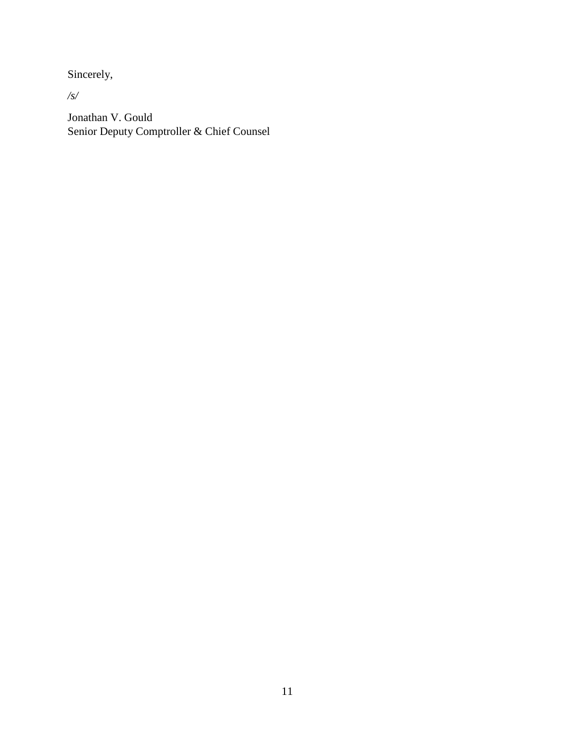Sincerely,

*/s/*

Jonathan V. Gould
Senior Deputy Comptroller & Chief Counsel